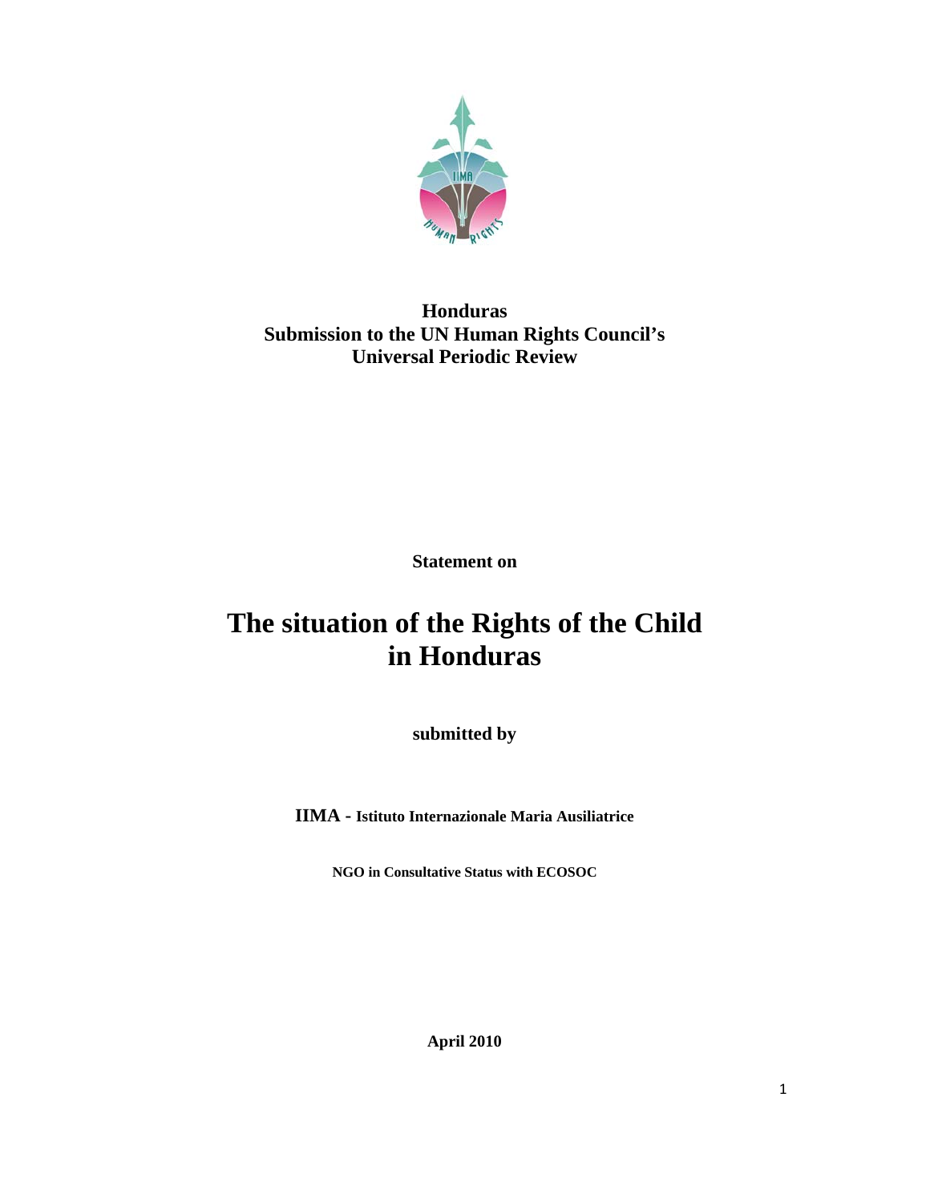**Honduras**
**Submission to the UN Human Rights Council's**
**Universal Periodic Review**

**Statement on**

# The situation of the Rights of the Child in Honduras

**submitted by**

**IIMA - Istituto Internazionale Maria Ausiliatrice**

**NGO in Consultative Status with ECOSOC**

**April 2010**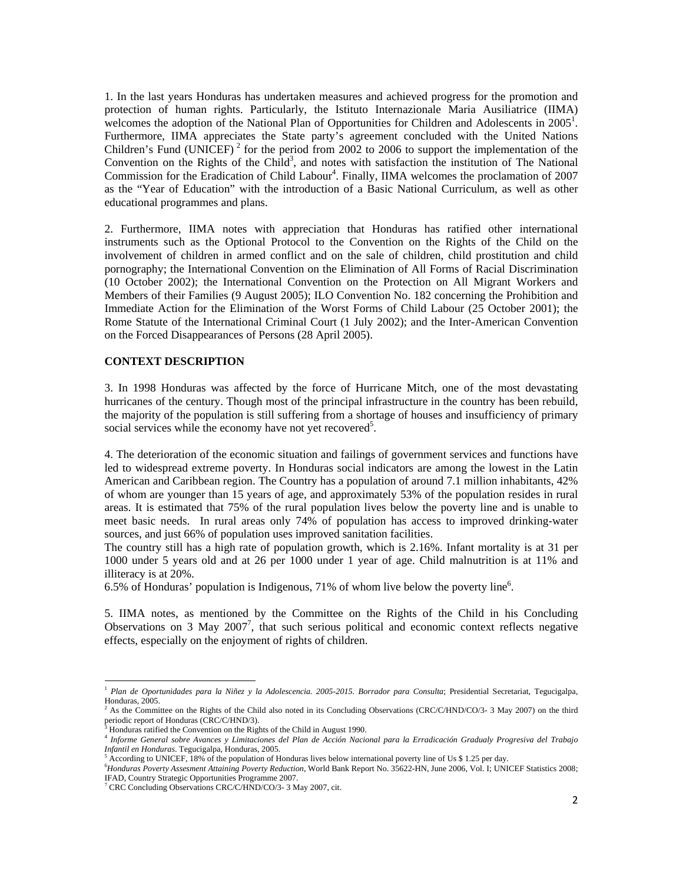1. In the last years Honduras has undertaken measures and achieved progress for the promotion and protection of human rights. Particularly, the Istituto Internazionale Maria Ausiliatrice (IIMA) welcomes the adoption of the National Plan of Opportunities for Children and Adolescents in 2005[1]. Furthermore, IIMA appreciates the State party's agreement concluded with the United Nations Children's Fund (UNICEF) [2] for the period from 2002 to 2006 to support the implementation of the Convention on the Rights of the Child[3], and notes with satisfaction the institution of The National Commission for the Eradication of Child Labour[4]. Finally, IIMA welcomes the proclamation of 2007 as the "Year of Education" with the introduction of a Basic National Curriculum, as well as other educational programmes and plans.

2. Furthermore, IIMA notes with appreciation that Honduras has ratified other international instruments such as the Optional Protocol to the Convention on the Rights of the Child on the involvement of children in armed conflict and on the sale of children, child prostitution and child pornography; the International Convention on the Elimination of All Forms of Racial Discrimination (10 October 2002); the International Convention on the Protection on All Migrant Workers and Members of their Families (9 August 2005); ILO Convention No. 182 concerning the Prohibition and Immediate Action for the Elimination of the Worst Forms of Child Labour (25 October 2001); the Rome Statute of the International Criminal Court (1 July 2002); and the Inter-American Convention on the Forced Disappearances of Persons (28 April 2005).

**CONTEXT DESCRIPTION**

3. In 1998 Honduras was affected by the force of Hurricane Mitch, one of the most devastating hurricanes of the century. Though most of the principal infrastructure in the country has been rebuild, the majority of the population is still suffering from a shortage of houses and insufficiency of primary social services while the economy have not yet recovered[5].

4. The deterioration of the economic situation and failings of government services and functions have led to widespread extreme poverty. In Honduras social indicators are among the lowest in the Latin American and Caribbean region. The Country has a population of around 7.1 million inhabitants, 42% of whom are younger than 15 years of age, and approximately 53% of the population resides in rural areas. It is estimated that 75% of the rural population lives below the poverty line and is unable to meet basic needs. In rural areas only 74% of population has access to improved drinking-water sources, and just 66% of population uses improved sanitation facilities.
The country still has a high rate of population growth, which is 2.16%. Infant mortality is at 31 per 1000 under 5 years old and at 26 per 1000 under 1 year of age. Child malnutrition is at 11% and illiteracy is at 20%.
6.5% of Honduras' population is Indigenous, 71% of whom live below the poverty line[6].

5. IIMA notes, as mentioned by the Committee on the Rights of the Child in his Concluding Observations on 3 May 2007[7], that such serious political and economic context reflects negative effects, especially on the enjoyment of rights of children.

---

[1] *Plan de Oportunidades para la Niñez y la Adolescencia. 2005-2015. Borrador para Consulta*; Presidential Secretariat, Tegucigalpa, Honduras, 2005.
[2] As the Committee on the Rights of the Child also noted in its Concluding Observations (CRC/C/HND/CO/3- 3 May 2007) on the third periodic report of Honduras (CRC/C/HND/3).
[3] Honduras ratified the Convention on the Rights of the Child in August 1990.
[4] *Informe General sobre Avances y Limitaciones del Plan de Acción Nacional para la Erradicación Gradualy Progresiva del Trabajo Infantil en Honduras*. Tegucigalpa, Honduras, 2005.
[5] According to UNICEF, 18% of the population of Honduras lives below international poverty line of Us $ 1.25 per day.
[6] *Honduras Poverty Assesment Attaining Poverty Reduction*, World Bank Report No. 35622-HN, June 2006, Vol. I; UNICEF Statistics 2008; IFAD, Country Strategic Opportunities Programme 2007.
[7] CRC Concluding Observations CRC/C/HND/CO/3- 3 May 2007, cit.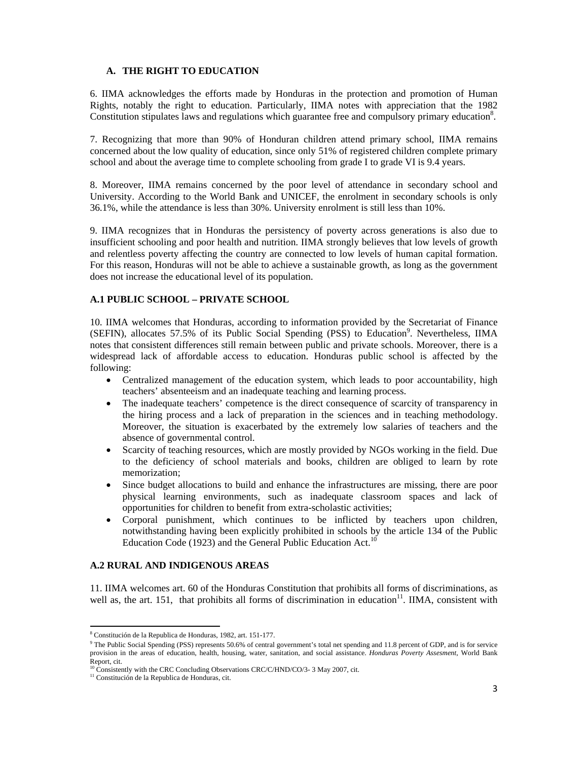### A. THE RIGHT TO EDUCATION

6. IIMA acknowledges the efforts made by Honduras in the protection and promotion of Human Rights, notably the right to education. Particularly, IIMA notes with appreciation that the 1982 Constitution stipulates laws and regulations which guarantee free and compulsory primary education[8].

7. Recognizing that more than 90% of Honduran children attend primary school, IIMA remains concerned about the low quality of education, since only 51% of registered children complete primary school and about the average time to complete schooling from grade I to grade VI is 9.4 years.

8. Moreover, IIMA remains concerned by the poor level of attendance in secondary school and University. According to the World Bank and UNICEF, the enrolment in secondary schools is only 36.1%, while the attendance is less than 30%. University enrolment is still less than 10%.

9. IIMA recognizes that in Honduras the persistency of poverty across generations is also due to insufficient schooling and poor health and nutrition. IIMA strongly believes that low levels of growth and relentless poverty affecting the country are connected to low levels of human capital formation. For this reason, Honduras will not be able to achieve a sustainable growth, as long as the government does not increase the educational level of its population.

### A.1 PUBLIC SCHOOL – PRIVATE SCHOOL

10. IIMA welcomes that Honduras, according to information provided by the Secretariat of Finance (SEFIN), allocates 57.5% of its Public Social Spending (PSS) to Education[9]. Nevertheless, IIMA notes that consistent differences still remain between public and private schools. Moreover, there is a widespread lack of affordable access to education. Honduras public school is affected by the following:

- Centralized management of the education system, which leads to poor accountability, high teachers' absenteeism and an inadequate teaching and learning process.
- The inadequate teachers' competence is the direct consequence of scarcity of transparency in the hiring process and a lack of preparation in the sciences and in teaching methodology. Moreover, the situation is exacerbated by the extremely low salaries of teachers and the absence of governmental control.
- Scarcity of teaching resources, which are mostly provided by NGOs working in the field. Due to the deficiency of school materials and books, children are obliged to learn by rote memorization;
- Since budget allocations to build and enhance the infrastructures are missing, there are poor physical learning environments, such as inadequate classroom spaces and lack of opportunities for children to benefit from extra-scholastic activities;
- Corporal punishment, which continues to be inflicted by teachers upon children, notwithstanding having been explicitly prohibited in schools by the article 134 of the Public Education Code (1923) and the General Public Education Act.[10]

### A.2 RURAL AND INDIGENOUS AREAS

11. IIMA welcomes art. 60 of the Honduras Constitution that prohibits all forms of discriminations, as well as, the art. 151, that prohibits all forms of discrimination in education[11]. IIMA, consistent with

---

[8] Constitución de la Republica de Honduras, 1982, art. 151-177.

[9] The Public Social Spending (PSS) represents 50.6% of central government's total net spending and 11.8 percent of GDP, and is for service provision in the areas of education, health, housing, water, sanitation, and social assistance. *Honduras Poverty Assesment*, World Bank Report, cit.

[10] Consistently with the CRC Concluding Observations CRC/C/HND/CO/3- 3 May 2007, cit.

[11] Constitución de la Republica de Honduras, cit.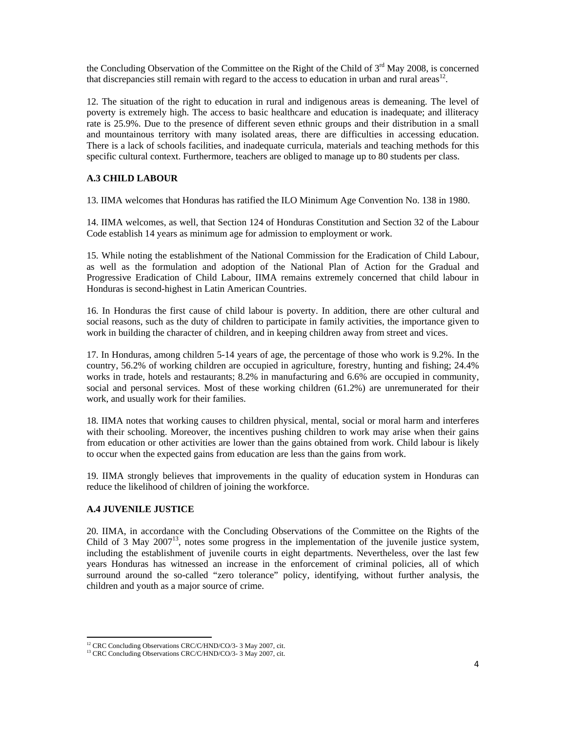the Concluding Observation of the Committee on the Right of the Child of 3rd May 2008, is concerned that discrepancies still remain with regard to the access to education in urban and rural areas[12].

12. The situation of the right to education in rural and indigenous areas is demeaning. The level of poverty is extremely high. The access to basic healthcare and education is inadequate; and illiteracy rate is 25.9%. Due to the presence of different seven ethnic groups and their distribution in a small and mountainous territory with many isolated areas, there are difficulties in accessing education. There is a lack of schools facilities, and inadequate curricula, materials and teaching methods for this specific cultural context. Furthermore, teachers are obliged to manage up to 80 students per class.

### A.3 CHILD LABOUR

13. IIMA welcomes that Honduras has ratified the ILO Minimum Age Convention No. 138 in 1980.

14. IIMA welcomes, as well, that Section 124 of Honduras Constitution and Section 32 of the Labour Code establish 14 years as minimum age for admission to employment or work.

15. While noting the establishment of the National Commission for the Eradication of Child Labour, as well as the formulation and adoption of the National Plan of Action for the Gradual and Progressive Eradication of Child Labour, IIMA remains extremely concerned that child labour in Honduras is second-highest in Latin American Countries.

16. In Honduras the first cause of child labour is poverty. In addition, there are other cultural and social reasons, such as the duty of children to participate in family activities, the importance given to work in building the character of children, and in keeping children away from street and vices.

17. In Honduras, among children 5-14 years of age, the percentage of those who work is 9.2%. In the country, 56.2% of working children are occupied in agriculture, forestry, hunting and fishing; 24.4% works in trade, hotels and restaurants; 8.2% in manufacturing and 6.6% are occupied in community, social and personal services. Most of these working children (61.2%) are unremunerated for their work, and usually work for their families.

18. IIMA notes that working causes to children physical, mental, social or moral harm and interferes with their schooling. Moreover, the incentives pushing children to work may arise when their gains from education or other activities are lower than the gains obtained from work. Child labour is likely to occur when the expected gains from education are less than the gains from work.

19. IIMA strongly believes that improvements in the quality of education system in Honduras can reduce the likelihood of children of joining the workforce.

### A.4 JUVENILE JUSTICE

20. IIMA, in accordance with the Concluding Observations of the Committee on the Rights of the Child of 3 May 2007[13], notes some progress in the implementation of the juvenile justice system, including the establishment of juvenile courts in eight departments. Nevertheless, over the last few years Honduras has witnessed an increase in the enforcement of criminal policies, all of which surround around the so-called "zero tolerance" policy, identifying, without further analysis, the children and youth as a major source of crime.

---

[12] CRC Concluding Observations CRC/C/HND/CO/3- 3 May 2007, cit.

[13] CRC Concluding Observations CRC/C/HND/CO/3- 3 May 2007, cit.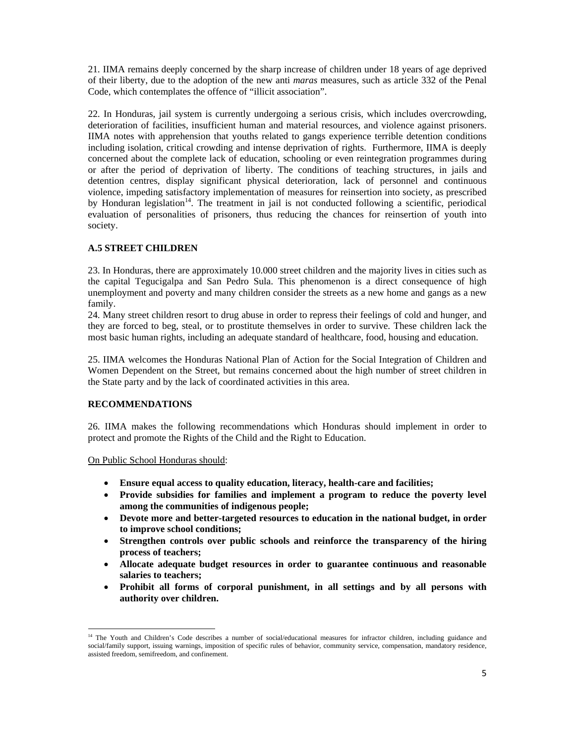21. IIMA remains deeply concerned by the sharp increase of children under 18 years of age deprived of their liberty, due to the adoption of the new anti *maras* measures, such as article 332 of the Penal Code, which contemplates the offence of "illicit association".

22. In Honduras, jail system is currently undergoing a serious crisis, which includes overcrowding, deterioration of facilities, insufficient human and material resources, and violence against prisoners. IIMA notes with apprehension that youths related to gangs experience terrible detention conditions including isolation, critical crowding and intense deprivation of rights. Furthermore, IIMA is deeply concerned about the complete lack of education, schooling or even reintegration programmes during or after the period of deprivation of liberty. The conditions of teaching structures, in jails and detention centres, display significant physical deterioration, lack of personnel and continuous violence, impeding satisfactory implementation of measures for reinsertion into society, as prescribed by Honduran legislation[14]. The treatment in jail is not conducted following a scientific, periodical evaluation of personalities of prisoners, thus reducing the chances for reinsertion of youth into society.

### A.5 STREET CHILDREN

23. In Honduras, there are approximately 10.000 street children and the majority lives in cities such as the capital Tegucigalpa and San Pedro Sula. This phenomenon is a direct consequence of high unemployment and poverty and many children consider the streets as a new home and gangs as a new family.

24. Many street children resort to drug abuse in order to repress their feelings of cold and hunger, and they are forced to beg, steal, or to prostitute themselves in order to survive. These children lack the most basic human rights, including an adequate standard of healthcare, food, housing and education.

25. IIMA welcomes the Honduras National Plan of Action for the Social Integration of Children and Women Dependent on the Street, but remains concerned about the high number of street children in the State party and by the lack of coordinated activities in this area.

### RECOMMENDATIONS

26. IIMA makes the following recommendations which Honduras should implement in order to protect and promote the Rights of the Child and the Right to Education.

On Public School Honduras should:

- **Ensure equal access to quality education, literacy, health-care and facilities;**
- **Provide subsidies for families and implement a program to reduce the poverty level among the communities of indigenous people;**
- **Devote more and better-targeted resources to education in the national budget, in order to improve school conditions;**
- **Strengthen controls over public schools and reinforce the transparency of the hiring process of teachers;**
- **Allocate adequate budget resources in order to guarantee continuous and reasonable salaries to teachers;**
- **Prohibit all forms of corporal punishment, in all settings and by all persons with authority over children.**

---

[14] The Youth and Children's Code describes a number of social/educational measures for infractor children, including guidance and social/family support, issuing warnings, imposition of specific rules of behavior, community service, compensation, mandatory residence, assisted freedom, semifreedom, and confinement.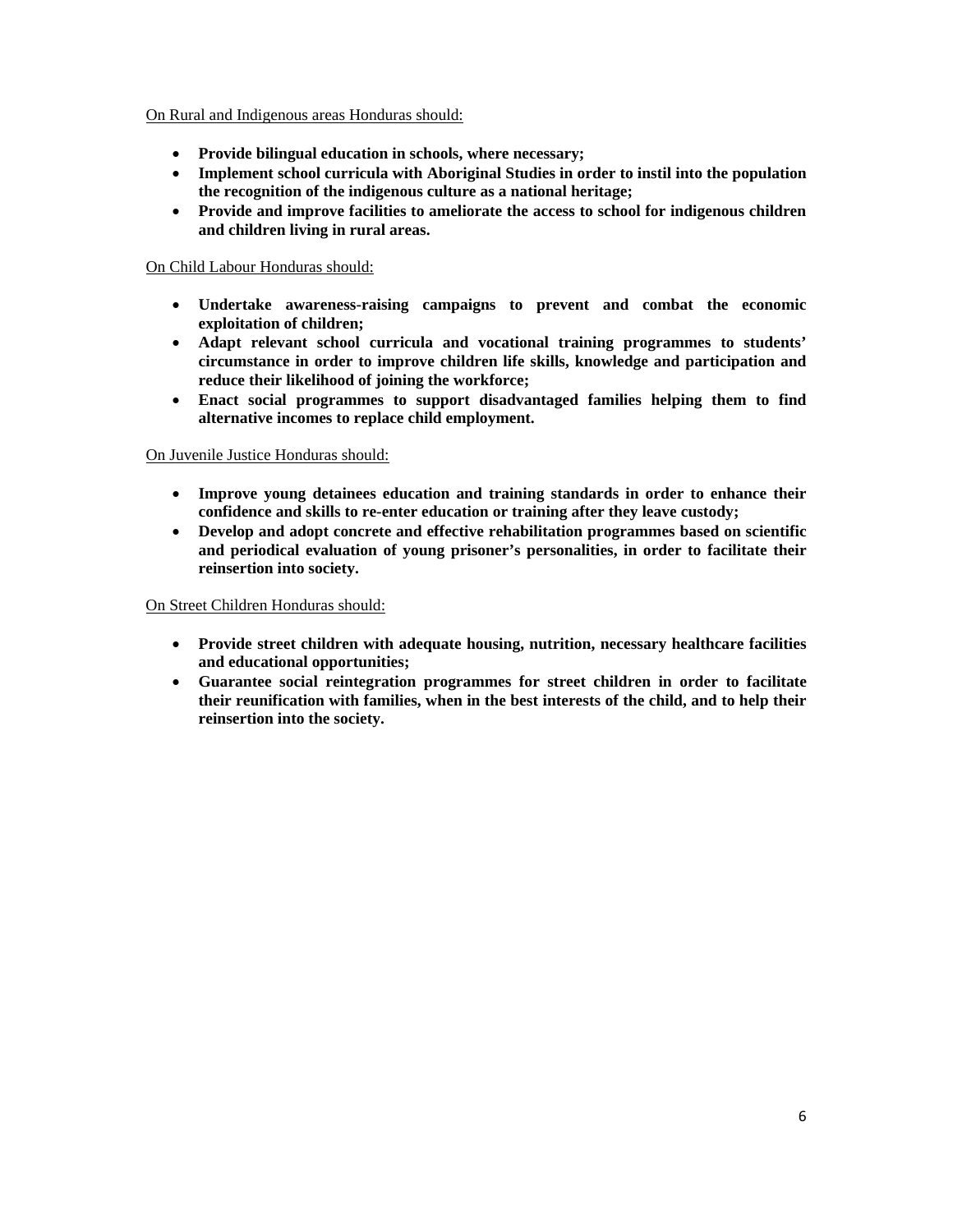On Rural and Indigenous areas Honduras should:

- **Provide bilingual education in schools, where necessary;**
- **Implement school curricula with Aboriginal Studies in order to instil into the population the recognition of the indigenous culture as a national heritage;**
- **Provide and improve facilities to ameliorate the access to school for indigenous children and children living in rural areas.**

On Child Labour Honduras should:

- **Undertake awareness-raising campaigns to prevent and combat the economic exploitation of children;**
- **Adapt relevant school curricula and vocational training programmes to students' circumstance in order to improve children life skills, knowledge and participation and reduce their likelihood of joining the workforce;**
- **Enact social programmes to support disadvantaged families helping them to find alternative incomes to replace child employment.**

On Juvenile Justice Honduras should:

- **Improve young detainees education and training standards in order to enhance their confidence and skills to re-enter education or training after they leave custody;**
- **Develop and adopt concrete and effective rehabilitation programmes based on scientific and periodical evaluation of young prisoner's personalities, in order to facilitate their reinsertion into society.**

On Street Children Honduras should:

- **Provide street children with adequate housing, nutrition, necessary healthcare facilities and educational opportunities;**
- **Guarantee social reintegration programmes for street children in order to facilitate their reunification with families, when in the best interests of the child, and to help their reinsertion into the society.**